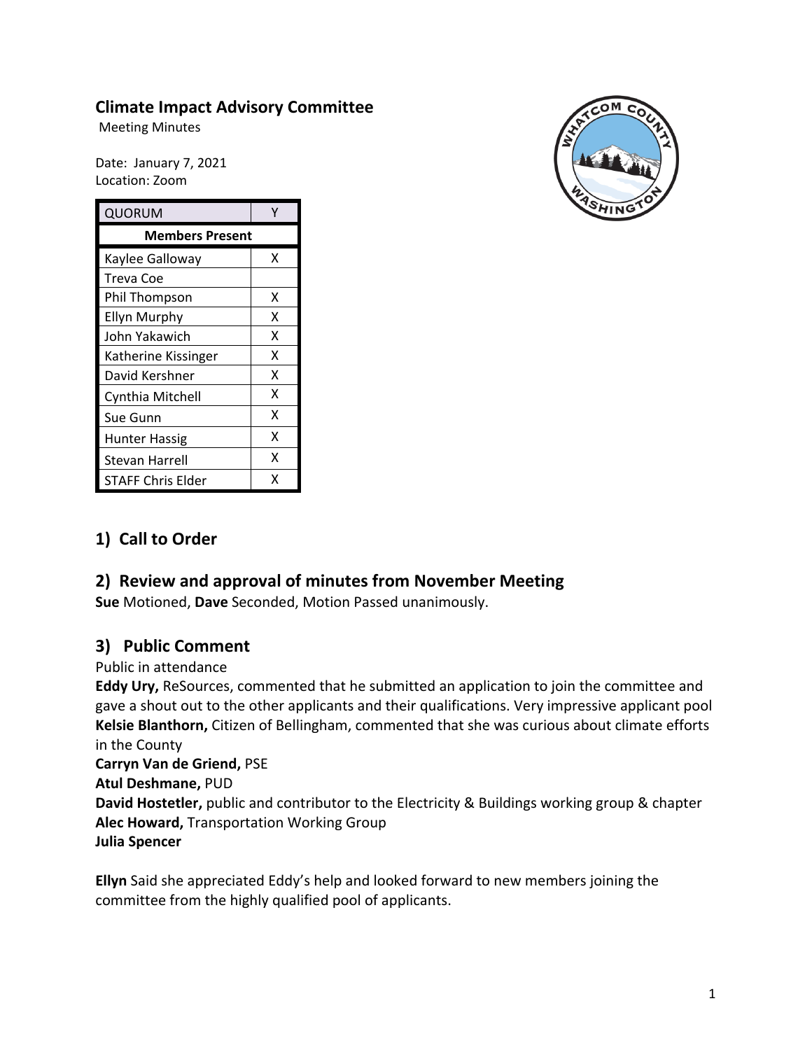# Climate Impact Advisory Committee

Meeting Minutes

Date: January 7, 2021
Location: Zoom

| QUORUM | Y |
|---|---|
| **Members Present** | |
| Kaylee Galloway | X |
| Treva Coe | |
| Phil Thompson | X |
| Ellyn Murphy | X |
| John Yakawich | X |
| Katherine Kissinger | X |
| David Kershner | X |
| Cynthia Mitchell | X |
| Sue Gunn | X |
| Hunter Hassig | X |
| Stevan Harrell | X |
| STAFF Chris Elder | X |

## 1) Call to Order

## 2) Review and approval of minutes from November Meeting

**Sue** Motioned, **Dave** Seconded, Motion Passed unanimously.

## 3) Public Comment

Public in attendance

**Eddy Ury,** ReSources, commented that he submitted an application to join the committee and gave a shout out to the other applicants and their qualifications. Very impressive applicant pool

**Kelsie Blanthorn,** Citizen of Bellingham, commented that she was curious about climate efforts in the County

**Carryn Van de Griend,** PSE

**Atul Deshmane,** PUD

**David Hostetler,** public and contributor to the Electricity & Buildings working group & chapter

**Alec Howard,** Transportation Working Group

**Julia Spencer**

**Ellyn** Said she appreciated Eddy's help and looked forward to new members joining the committee from the highly qualified pool of applicants.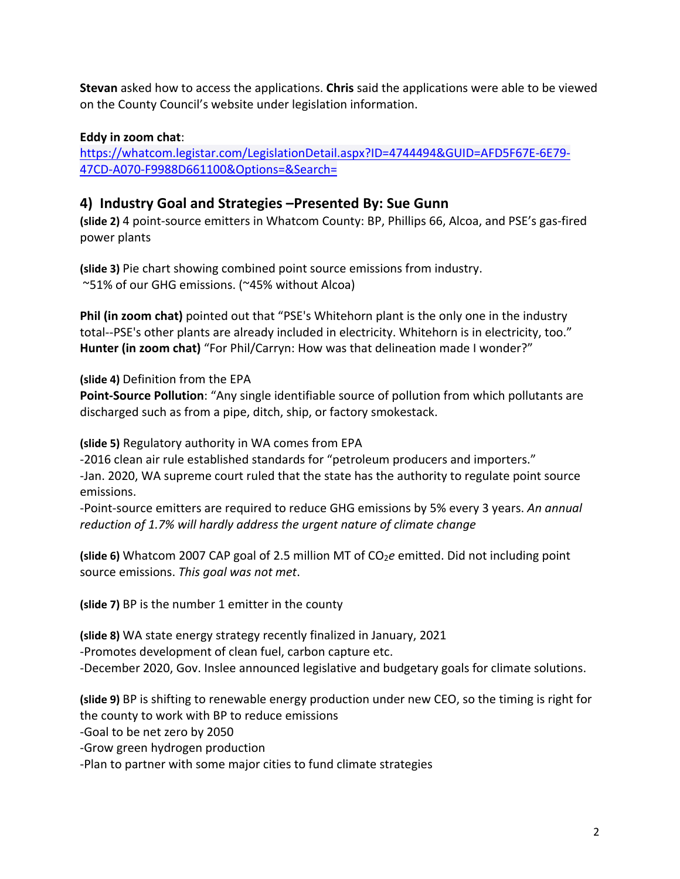**Stevan** asked how to access the applications. **Chris** said the applications were able to be viewed on the County Council's website under legislation information.

**Eddy in zoom chat**:
[https://whatcom.legistar.com/LegislationDetail.aspx?ID=4744494&GUID=AFD5F67E-6E79-47CD-A070-F9988D661100&Options=&Search=](https://whatcom.legistar.com/LegislationDetail.aspx?ID=4744494&GUID=AFD5F67E-6E79-47CD-A070-F9988D661100&Options=&Search=)

## 4) Industry Goal and Strategies –Presented By: Sue Gunn

**(slide 2)** 4 point-source emitters in Whatcom County: BP, Phillips 66, Alcoa, and PSE's gas-fired power plants

**(slide 3)** Pie chart showing combined point source emissions from industry.
~51% of our GHG emissions. (~45% without Alcoa)

**Phil (in zoom chat)** pointed out that "PSE's Whitehorn plant is the only one in the industry total--PSE's other plants are already included in electricity. Whitehorn is in electricity, too."
**Hunter (in zoom chat)** "For Phil/Carryn: How was that delineation made I wonder?"

**(slide 4)** Definition from the EPA
**Point-Source Pollution**: "Any single identifiable source of pollution from which pollutants are discharged such as from a pipe, ditch, ship, or factory smokestack.

**(slide 5)** Regulatory authority in WA comes from EPA
-2016 clean air rule established standards for "petroleum producers and importers."
-Jan. 2020, WA supreme court ruled that the state has the authority to regulate point source emissions.
-Point-source emitters are required to reduce GHG emissions by 5% every 3 years. *An annual reduction of 1.7% will hardly address the urgent nature of climate change*

**(slide 6)** Whatcom 2007 CAP goal of 2.5 million MT of $CO_2e$ emitted. Did not including point source emissions. *This goal was not met*.

**(slide 7)** BP is the number 1 emitter in the county

**(slide 8)** WA state energy strategy recently finalized in January, 2021
-Promotes development of clean fuel, carbon capture etc.
-December 2020, Gov. Inslee announced legislative and budgetary goals for climate solutions.

**(slide 9)** BP is shifting to renewable energy production under new CEO, so the timing is right for the county to work with BP to reduce emissions
-Goal to be net zero by 2050
-Grow green hydrogen production
-Plan to partner with some major cities to fund climate strategies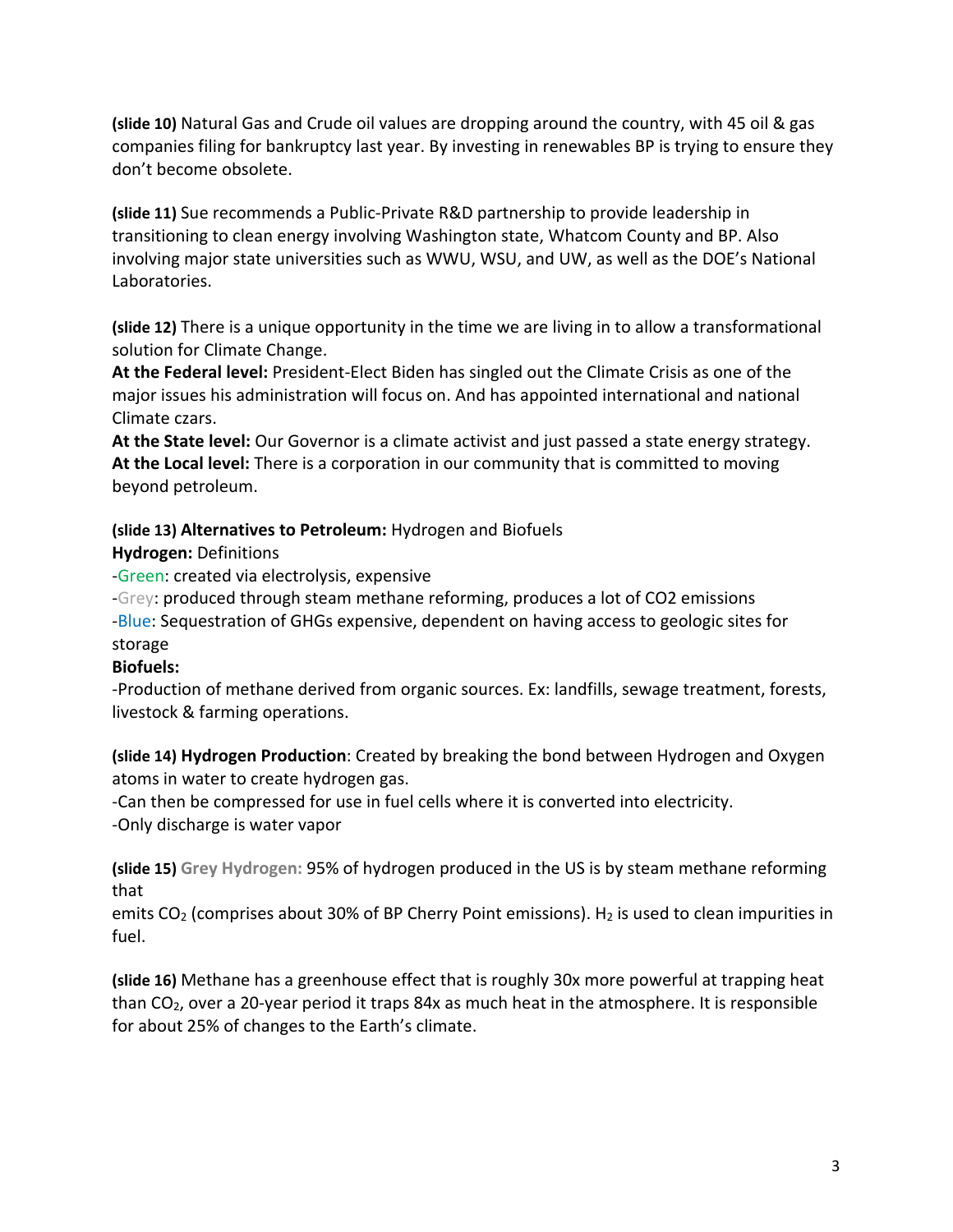**(slide 10)** Natural Gas and Crude oil values are dropping around the country, with 45 oil & gas companies filing for bankruptcy last year. By investing in renewables BP is trying to ensure they don't become obsolete.

**(slide 11)** Sue recommends a Public-Private R&D partnership to provide leadership in transitioning to clean energy involving Washington state, Whatcom County and BP. Also involving major state universities such as WWU, WSU, and UW, as well as the DOE's National Laboratories.

**(slide 12)** There is a unique opportunity in the time we are living in to allow a transformational solution for Climate Change.
**At the Federal level:** President-Elect Biden has singled out the Climate Crisis as one of the major issues his administration will focus on. And has appointed international and national Climate czars.
**At the State level:** Our Governor is a climate activist and just passed a state energy strategy.
**At the Local level:** There is a corporation in our community that is committed to moving beyond petroleum.

**(slide 13) Alternatives to Petroleum:** Hydrogen and Biofuels
**Hydrogen:** Definitions
-Green: created via electrolysis, expensive
-Grey: produced through steam methane reforming, produces a lot of CO2 emissions
-Blue: Sequestration of GHGs expensive, dependent on having access to geologic sites for storage
**Biofuels:**
-Production of methane derived from organic sources. Ex: landfills, sewage treatment, forests, livestock & farming operations.

**(slide 14) Hydrogen Production**: Created by breaking the bond between Hydrogen and Oxygen atoms in water to create hydrogen gas.
-Can then be compressed for use in fuel cells where it is converted into electricity.
-Only discharge is water vapor

**(slide 15) Grey Hydrogen:** 95% of hydrogen produced in the US is by steam methane reforming that emits $CO_2$ (comprises about 30% of BP Cherry Point emissions). $H_2$ is used to clean impurities in fuel.

**(slide 16)** Methane has a greenhouse effect that is roughly 30x more powerful at trapping heat than $CO_2$, over a 20-year period it traps 84x as much heat in the atmosphere. It is responsible for about 25% of changes to the Earth's climate.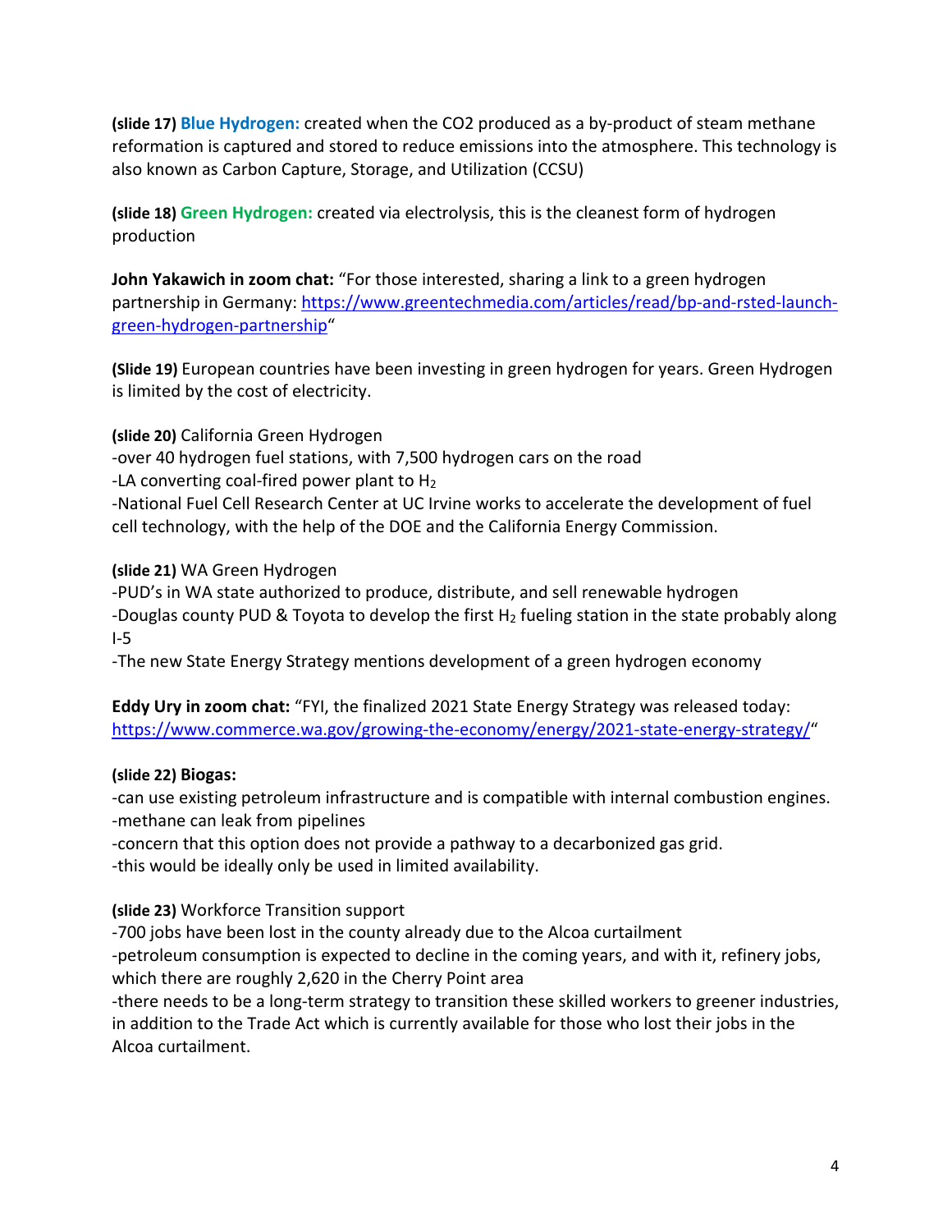**(slide 17) Blue Hydrogen:** created when the CO2 produced as a by-product of steam methane reformation is captured and stored to reduce emissions into the atmosphere. This technology is also known as Carbon Capture, Storage, and Utilization (CCSU)

**(slide 18) Green Hydrogen:** created via electrolysis, this is the cleanest form of hydrogen production

**John Yakawich in zoom chat:** "For those interested, sharing a link to a green hydrogen partnership in Germany: [https://www.greentechmedia.com/articles/read/bp-and-rsted-launch-green-hydrogen-partnership](https://www.greentechmedia.com/articles/read/bp-and-rsted-launch-green-hydrogen-partnership)"

**(Slide 19)** European countries have been investing in green hydrogen for years. Green Hydrogen is limited by the cost of electricity.

**(slide 20)** California Green Hydrogen
-over 40 hydrogen fuel stations, with 7,500 hydrogen cars on the road
-LA converting coal-fired power plant to $H_2$
-National Fuel Cell Research Center at UC Irvine works to accelerate the development of fuel cell technology, with the help of the DOE and the California Energy Commission.

**(slide 21)** WA Green Hydrogen
-PUD's in WA state authorized to produce, distribute, and sell renewable hydrogen
-Douglas county PUD & Toyota to develop the first $H_2$ fueling station in the state probably along I-5
-The new State Energy Strategy mentions development of a green hydrogen economy

**Eddy Ury in zoom chat:** "FYI, the finalized 2021 State Energy Strategy was released today: [https://www.commerce.wa.gov/growing-the-economy/energy/2021-state-energy-strategy/](https://www.commerce.wa.gov/growing-the-economy/energy/2021-state-energy-strategy/)"

**(slide 22) Biogas:**
-can use existing petroleum infrastructure and is compatible with internal combustion engines.
-methane can leak from pipelines
-concern that this option does not provide a pathway to a decarbonized gas grid.
-this would be ideally only be used in limited availability.

**(slide 23)** Workforce Transition support
-700 jobs have been lost in the county already due to the Alcoa curtailment
-petroleum consumption is expected to decline in the coming years, and with it, refinery jobs, which there are roughly 2,620 in the Cherry Point area
-there needs to be a long-term strategy to transition these skilled workers to greener industries, in addition to the Trade Act which is currently available for those who lost their jobs in the Alcoa curtailment.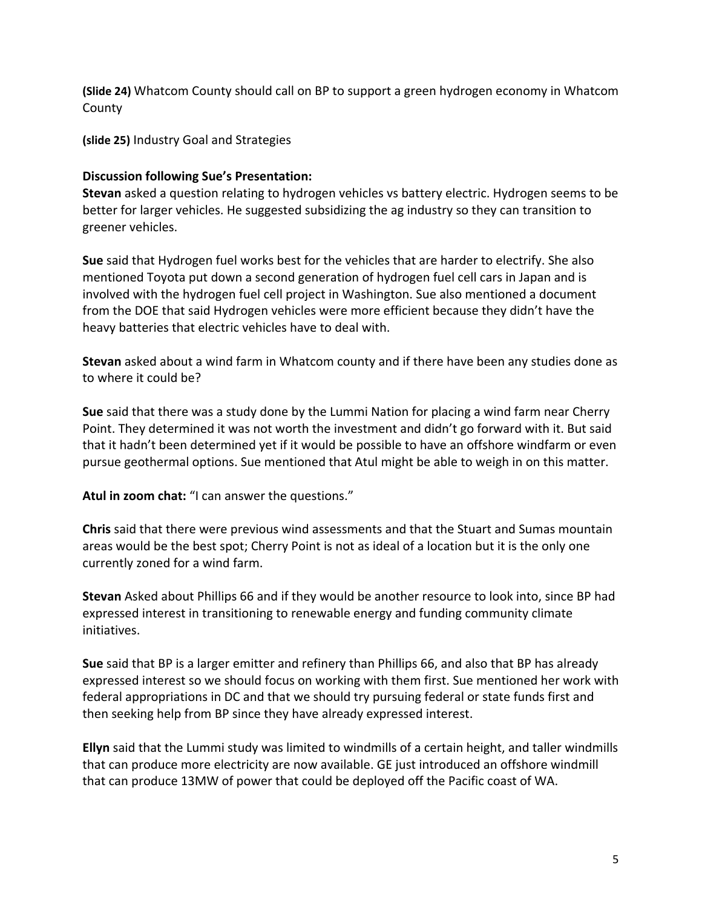**(Slide 24)** Whatcom County should call on BP to support a green hydrogen economy in Whatcom County

**(slide 25)** Industry Goal and Strategies

**Discussion following Sue's Presentation:**

**Stevan** asked a question relating to hydrogen vehicles vs battery electric. Hydrogen seems to be better for larger vehicles. He suggested subsidizing the ag industry so they can transition to greener vehicles.

**Sue** said that Hydrogen fuel works best for the vehicles that are harder to electrify. She also mentioned Toyota put down a second generation of hydrogen fuel cell cars in Japan and is involved with the hydrogen fuel cell project in Washington. Sue also mentioned a document from the DOE that said Hydrogen vehicles were more efficient because they didn't have the heavy batteries that electric vehicles have to deal with.

**Stevan** asked about a wind farm in Whatcom county and if there have been any studies done as to where it could be?

**Sue** said that there was a study done by the Lummi Nation for placing a wind farm near Cherry Point. They determined it was not worth the investment and didn't go forward with it. But said that it hadn't been determined yet if it would be possible to have an offshore windfarm or even pursue geothermal options. Sue mentioned that Atul might be able to weigh in on this matter.

**Atul in zoom chat:** "I can answer the questions."

**Chris** said that there were previous wind assessments and that the Stuart and Sumas mountain areas would be the best spot; Cherry Point is not as ideal of a location but it is the only one currently zoned for a wind farm.

**Stevan** Asked about Phillips 66 and if they would be another resource to look into, since BP had expressed interest in transitioning to renewable energy and funding community climate initiatives.

**Sue** said that BP is a larger emitter and refinery than Phillips 66, and also that BP has already expressed interest so we should focus on working with them first. Sue mentioned her work with federal appropriations in DC and that we should try pursuing federal or state funds first and then seeking help from BP since they have already expressed interest.

**Ellyn** said that the Lummi study was limited to windmills of a certain height, and taller windmills that can produce more electricity are now available. GE just introduced an offshore windmill that can produce 13MW of power that could be deployed off the Pacific coast of WA.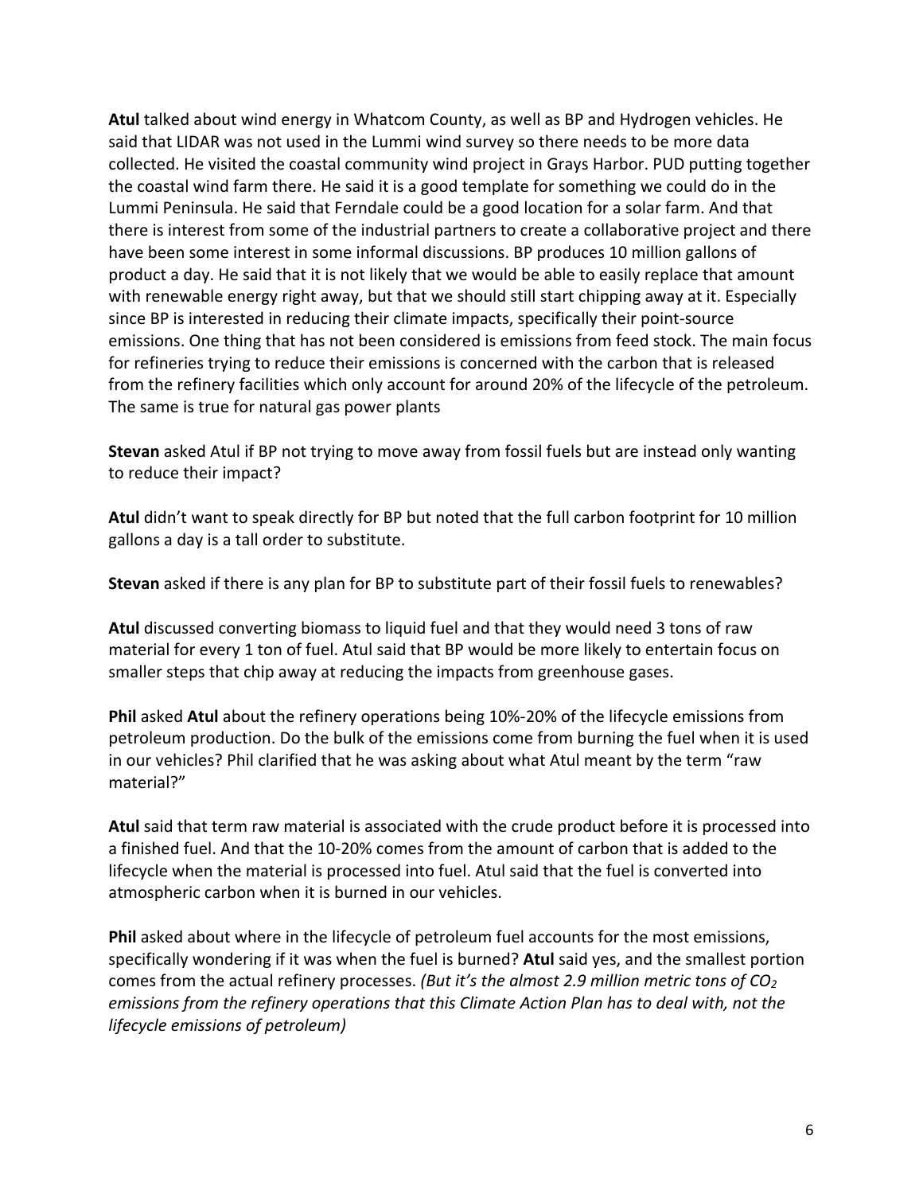**Atul** talked about wind energy in Whatcom County, as well as BP and Hydrogen vehicles. He said that LIDAR was not used in the Lummi wind survey so there needs to be more data collected. He visited the coastal community wind project in Grays Harbor. PUD putting together the coastal wind farm there. He said it is a good template for something we could do in the Lummi Peninsula. He said that Ferndale could be a good location for a solar farm. And that there is interest from some of the industrial partners to create a collaborative project and there have been some interest in some informal discussions. BP produces 10 million gallons of product a day. He said that it is not likely that we would be able to easily replace that amount with renewable energy right away, but that we should still start chipping away at it. Especially since BP is interested in reducing their climate impacts, specifically their point-source emissions. One thing that has not been considered is emissions from feed stock. The main focus for refineries trying to reduce their emissions is concerned with the carbon that is released from the refinery facilities which only account for around 20% of the lifecycle of the petroleum. The same is true for natural gas power plants

**Stevan** asked Atul if BP not trying to move away from fossil fuels but are instead only wanting to reduce their impact?

**Atul** didn't want to speak directly for BP but noted that the full carbon footprint for 10 million gallons a day is a tall order to substitute.

**Stevan** asked if there is any plan for BP to substitute part of their fossil fuels to renewables?

**Atul** discussed converting biomass to liquid fuel and that they would need 3 tons of raw material for every 1 ton of fuel. Atul said that BP would be more likely to entertain focus on smaller steps that chip away at reducing the impacts from greenhouse gases.

**Phil** asked **Atul** about the refinery operations being 10%-20% of the lifecycle emissions from petroleum production. Do the bulk of the emissions come from burning the fuel when it is used in our vehicles? Phil clarified that he was asking about what Atul meant by the term "raw material?"

**Atul** said that term raw material is associated with the crude product before it is processed into a finished fuel. And that the 10-20% comes from the amount of carbon that is added to the lifecycle when the material is processed into fuel. Atul said that the fuel is converted into atmospheric carbon when it is burned in our vehicles.

**Phil** asked about where in the lifecycle of petroleum fuel accounts for the most emissions, specifically wondering if it was when the fuel is burned? **Atul** said yes, and the smallest portion comes from the actual refinery processes. *(But it's the almost 2.9 million metric tons of $CO_2$ emissions from the refinery operations that this Climate Action Plan has to deal with, not the lifecycle emissions of petroleum)*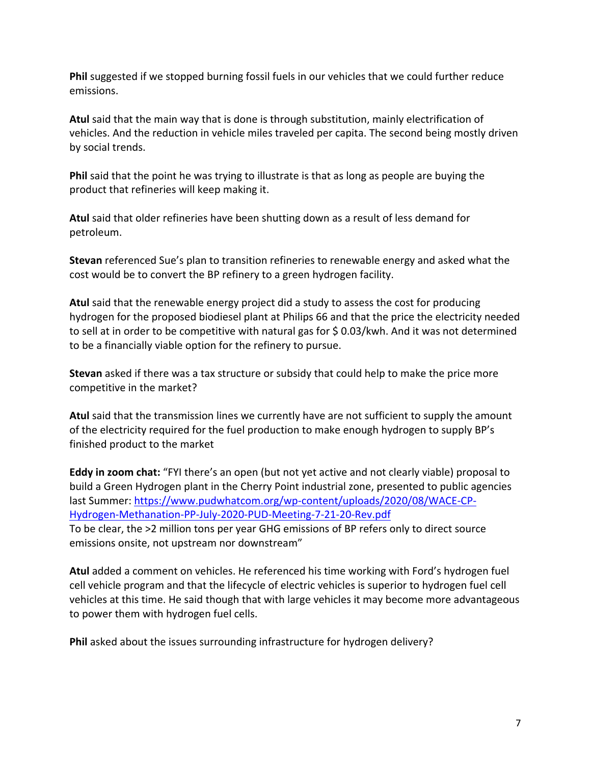**Phil** suggested if we stopped burning fossil fuels in our vehicles that we could further reduce emissions.

**Atul** said that the main way that is done is through substitution, mainly electrification of vehicles. And the reduction in vehicle miles traveled per capita. The second being mostly driven by social trends.

**Phil** said that the point he was trying to illustrate is that as long as people are buying the product that refineries will keep making it.

**Atul** said that older refineries have been shutting down as a result of less demand for petroleum.

**Stevan** referenced Sue's plan to transition refineries to renewable energy and asked what the cost would be to convert the BP refinery to a green hydrogen facility.

**Atul** said that the renewable energy project did a study to assess the cost for producing hydrogen for the proposed biodiesel plant at Philips 66 and that the price the electricity needed to sell at in order to be competitive with natural gas for $ 0.03/kwh. And it was not determined to be a financially viable option for the refinery to pursue.

**Stevan** asked if there was a tax structure or subsidy that could help to make the price more competitive in the market?

**Atul** said that the transmission lines we currently have are not sufficient to supply the amount of the electricity required for the fuel production to make enough hydrogen to supply BP's finished product to the market

**Eddy in zoom chat:** "FYI there's an open (but not yet active and not clearly viable) proposal to build a Green Hydrogen plant in the Cherry Point industrial zone, presented to public agencies last Summer: https://www.pudwhatcom.org/wp-content/uploads/2020/08/WACE-CP-Hydrogen-Methanation-PP-July-2020-PUD-Meeting-7-21-20-Rev.pdf
To be clear, the >2 million tons per year GHG emissions of BP refers only to direct source emissions onsite, not upstream nor downstream"

**Atul** added a comment on vehicles. He referenced his time working with Ford's hydrogen fuel cell vehicle program and that the lifecycle of electric vehicles is superior to hydrogen fuel cell vehicles at this time. He said though that with large vehicles it may become more advantageous to power them with hydrogen fuel cells.

**Phil** asked about the issues surrounding infrastructure for hydrogen delivery?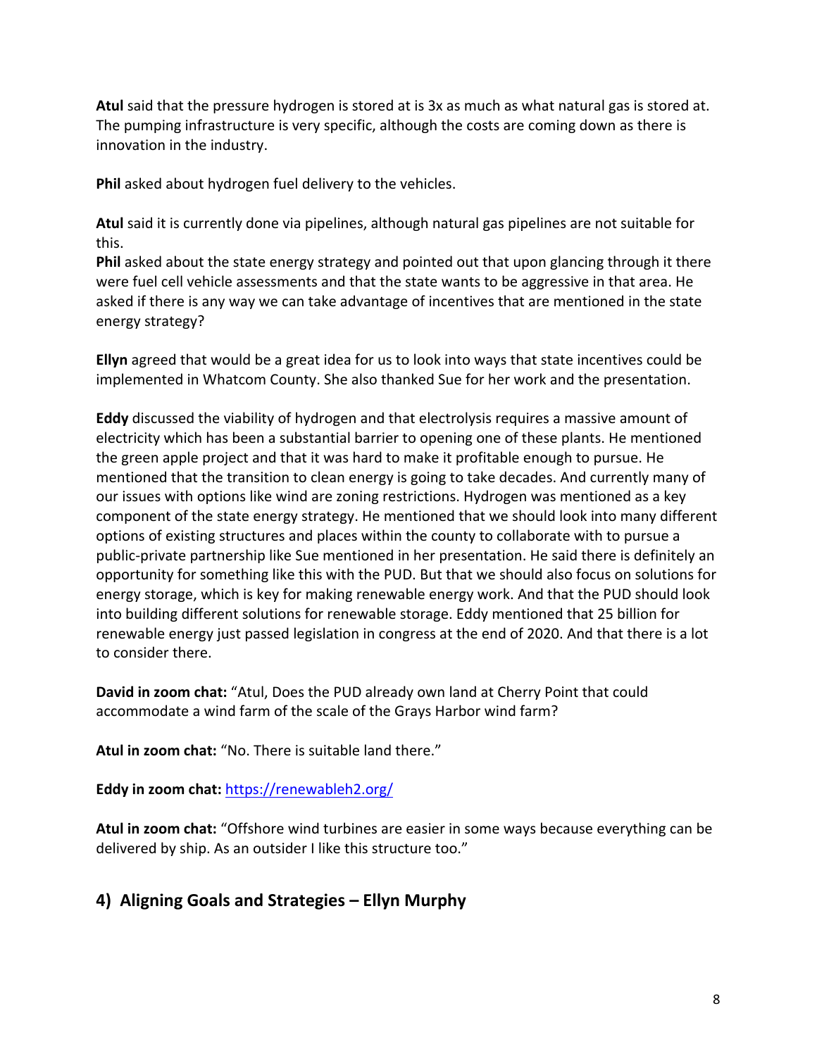**Atul** said that the pressure hydrogen is stored at is 3x as much as what natural gas is stored at. The pumping infrastructure is very specific, although the costs are coming down as there is innovation in the industry.

**Phil** asked about hydrogen fuel delivery to the vehicles.

**Atul** said it is currently done via pipelines, although natural gas pipelines are not suitable for this.

**Phil** asked about the state energy strategy and pointed out that upon glancing through it there were fuel cell vehicle assessments and that the state wants to be aggressive in that area. He asked if there is any way we can take advantage of incentives that are mentioned in the state energy strategy?

**Ellyn** agreed that would be a great idea for us to look into ways that state incentives could be implemented in Whatcom County. She also thanked Sue for her work and the presentation.

**Eddy** discussed the viability of hydrogen and that electrolysis requires a massive amount of electricity which has been a substantial barrier to opening one of these plants. He mentioned the green apple project and that it was hard to make it profitable enough to pursue. He mentioned that the transition to clean energy is going to take decades. And currently many of our issues with options like wind are zoning restrictions. Hydrogen was mentioned as a key component of the state energy strategy. He mentioned that we should look into many different options of existing structures and places within the county to collaborate with to pursue a public-private partnership like Sue mentioned in her presentation. He said there is definitely an opportunity for something like this with the PUD. But that we should also focus on solutions for energy storage, which is key for making renewable energy work. And that the PUD should look into building different solutions for renewable storage. Eddy mentioned that 25 billion for renewable energy just passed legislation in congress at the end of 2020. And that there is a lot to consider there.

**David in zoom chat:** "Atul, Does the PUD already own land at Cherry Point that could accommodate a wind farm of the scale of the Grays Harbor wind farm?

**Atul in zoom chat:** "No. There is suitable land there."

**Eddy in zoom chat:** https://renewableh2.org/

**Atul in zoom chat:** "Offshore wind turbines are easier in some ways because everything can be delivered by ship. As an outsider I like this structure too."

## 4) Aligning Goals and Strategies – Ellyn Murphy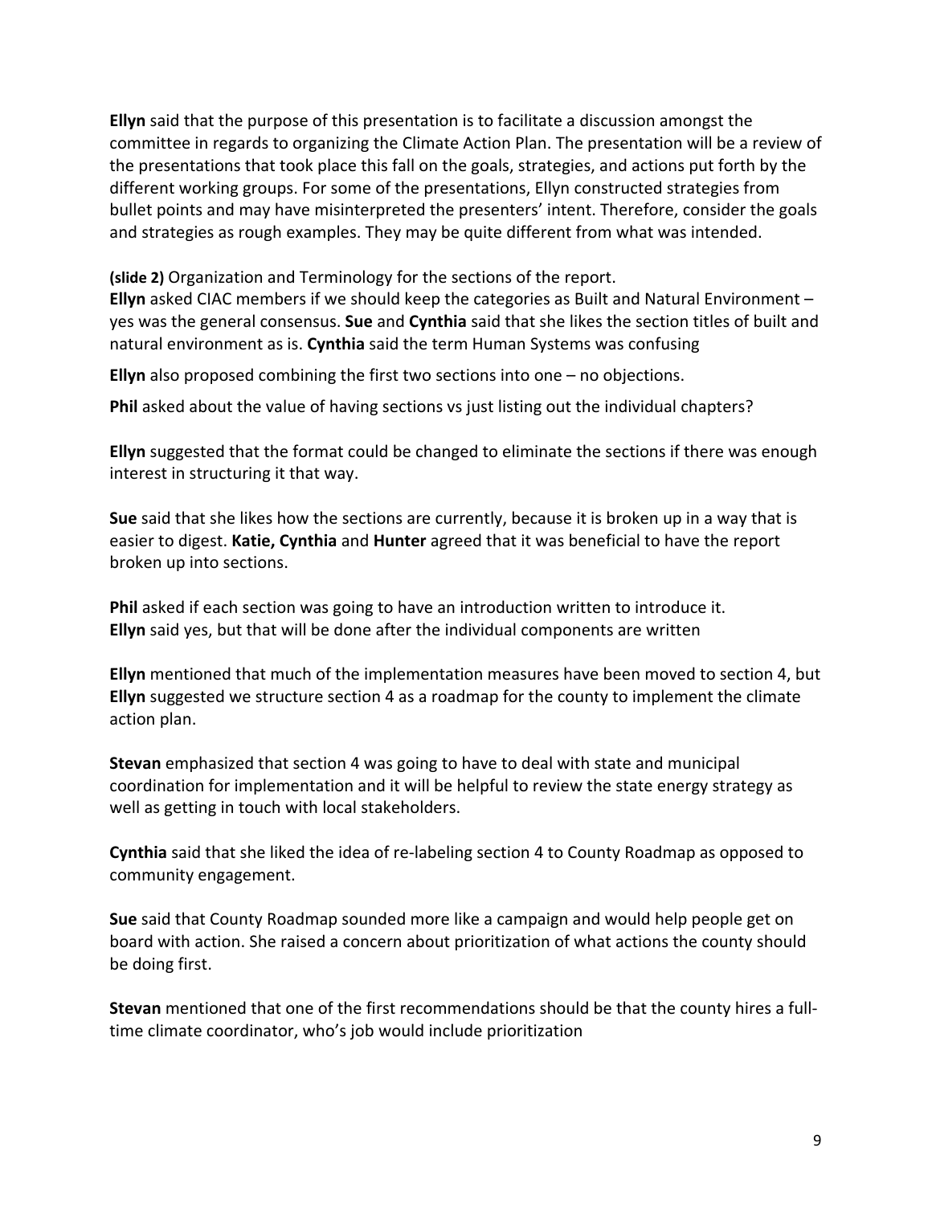**Ellyn** said that the purpose of this presentation is to facilitate a discussion amongst the committee in regards to organizing the Climate Action Plan. The presentation will be a review of the presentations that took place this fall on the goals, strategies, and actions put forth by the different working groups. For some of the presentations, Ellyn constructed strategies from bullet points and may have misinterpreted the presenters' intent. Therefore, consider the goals and strategies as rough examples. They may be quite different from what was intended.

**(slide 2)** Organization and Terminology for the sections of the report.
**Ellyn** asked CIAC members if we should keep the categories as Built and Natural Environment – yes was the general consensus. **Sue** and **Cynthia** said that she likes the section titles of built and natural environment as is. **Cynthia** said the term Human Systems was confusing

**Ellyn** also proposed combining the first two sections into one – no objections.

**Phil** asked about the value of having sections vs just listing out the individual chapters?

**Ellyn** suggested that the format could be changed to eliminate the sections if there was enough interest in structuring it that way.

**Sue** said that she likes how the sections are currently, because it is broken up in a way that is easier to digest. **Katie, Cynthia** and **Hunter** agreed that it was beneficial to have the report broken up into sections.

**Phil** asked if each section was going to have an introduction written to introduce it.
**Ellyn** said yes, but that will be done after the individual components are written

**Ellyn** mentioned that much of the implementation measures have been moved to section 4, but **Ellyn** suggested we structure section 4 as a roadmap for the county to implement the climate action plan.

**Stevan** emphasized that section 4 was going to have to deal with state and municipal coordination for implementation and it will be helpful to review the state energy strategy as well as getting in touch with local stakeholders.

**Cynthia** said that she liked the idea of re-labeling section 4 to County Roadmap as opposed to community engagement.

**Sue** said that County Roadmap sounded more like a campaign and would help people get on board with action. She raised a concern about prioritization of what actions the county should be doing first.

**Stevan** mentioned that one of the first recommendations should be that the county hires a full-time climate coordinator, who's job would include prioritization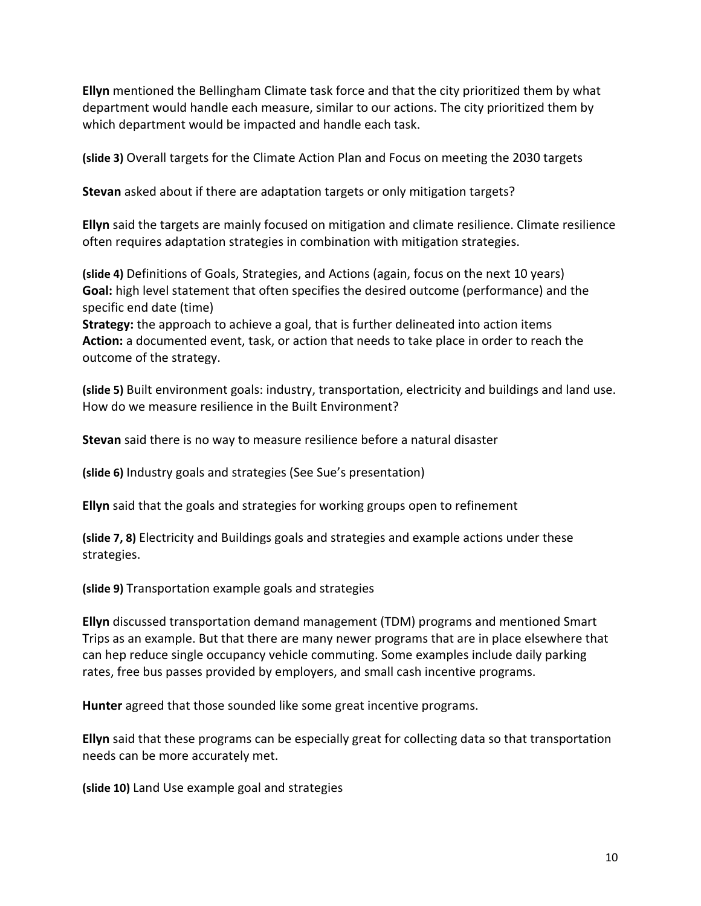**Ellyn** mentioned the Bellingham Climate task force and that the city prioritized them by what department would handle each measure, similar to our actions. The city prioritized them by which department would be impacted and handle each task.

**(slide 3)** Overall targets for the Climate Action Plan and Focus on meeting the 2030 targets

**Stevan** asked about if there are adaptation targets or only mitigation targets?

**Ellyn** said the targets are mainly focused on mitigation and climate resilience. Climate resilience often requires adaptation strategies in combination with mitigation strategies.

**(slide 4)** Definitions of Goals, Strategies, and Actions (again, focus on the next 10 years)
**Goal:** high level statement that often specifies the desired outcome (performance) and the specific end date (time)
**Strategy:** the approach to achieve a goal, that is further delineated into action items
**Action:** a documented event, task, or action that needs to take place in order to reach the outcome of the strategy.

**(slide 5)** Built environment goals: industry, transportation, electricity and buildings and land use. How do we measure resilience in the Built Environment?

**Stevan** said there is no way to measure resilience before a natural disaster

**(slide 6)** Industry goals and strategies (See Sue's presentation)

**Ellyn** said that the goals and strategies for working groups open to refinement

**(slide 7, 8)** Electricity and Buildings goals and strategies and example actions under these strategies.

**(slide 9)** Transportation example goals and strategies

**Ellyn** discussed transportation demand management (TDM) programs and mentioned Smart Trips as an example. But that there are many newer programs that are in place elsewhere that can hep reduce single occupancy vehicle commuting. Some examples include daily parking rates, free bus passes provided by employers, and small cash incentive programs.

**Hunter** agreed that those sounded like some great incentive programs.

**Ellyn** said that these programs can be especially great for collecting data so that transportation needs can be more accurately met.

**(slide 10)** Land Use example goal and strategies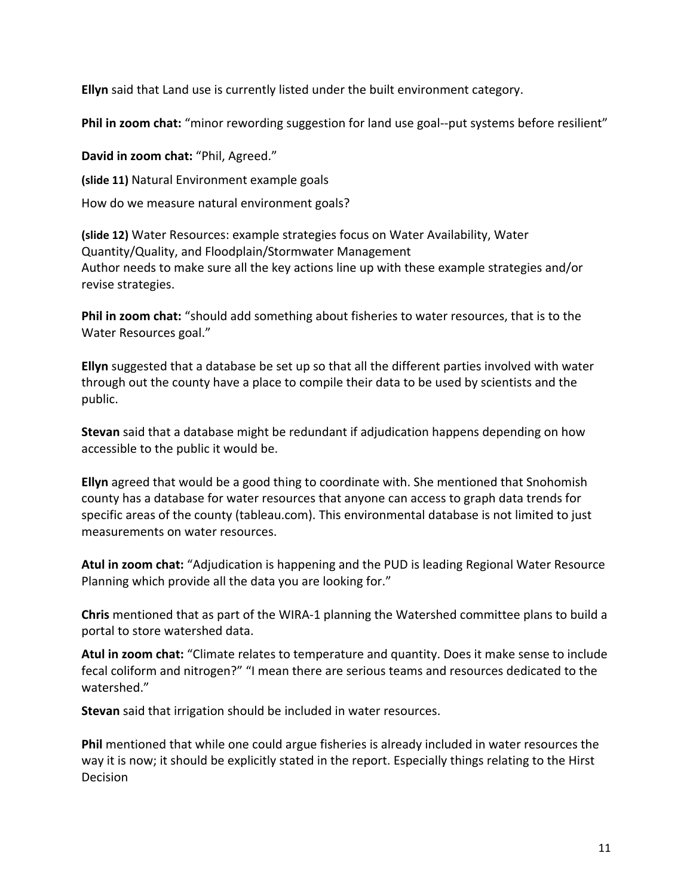**Ellyn** said that Land use is currently listed under the built environment category.

**Phil in zoom chat:** "minor rewording suggestion for land use goal--put systems before resilient"

**David in zoom chat:** "Phil, Agreed."

**(slide 11)** Natural Environment example goals

How do we measure natural environment goals?

**(slide 12)** Water Resources: example strategies focus on Water Availability, Water Quantity/Quality, and Floodplain/Stormwater Management
Author needs to make sure all the key actions line up with these example strategies and/or revise strategies.

**Phil in zoom chat:** "should add something about fisheries to water resources, that is to the Water Resources goal."

**Ellyn** suggested that a database be set up so that all the different parties involved with water through out the county have a place to compile their data to be used by scientists and the public.

**Stevan** said that a database might be redundant if adjudication happens depending on how accessible to the public it would be.

**Ellyn** agreed that would be a good thing to coordinate with. She mentioned that Snohomish county has a database for water resources that anyone can access to graph data trends for specific areas of the county (tableau.com). This environmental database is not limited to just measurements on water resources.

**Atul in zoom chat:** "Adjudication is happening and the PUD is leading Regional Water Resource Planning which provide all the data you are looking for."

**Chris** mentioned that as part of the WIRA-1 planning the Watershed committee plans to build a portal to store watershed data.

**Atul in zoom chat:** "Climate relates to temperature and quantity. Does it make sense to include fecal coliform and nitrogen?" "I mean there are serious teams and resources dedicated to the watershed."

**Stevan** said that irrigation should be included in water resources.

**Phil** mentioned that while one could argue fisheries is already included in water resources the way it is now; it should be explicitly stated in the report. Especially things relating to the Hirst Decision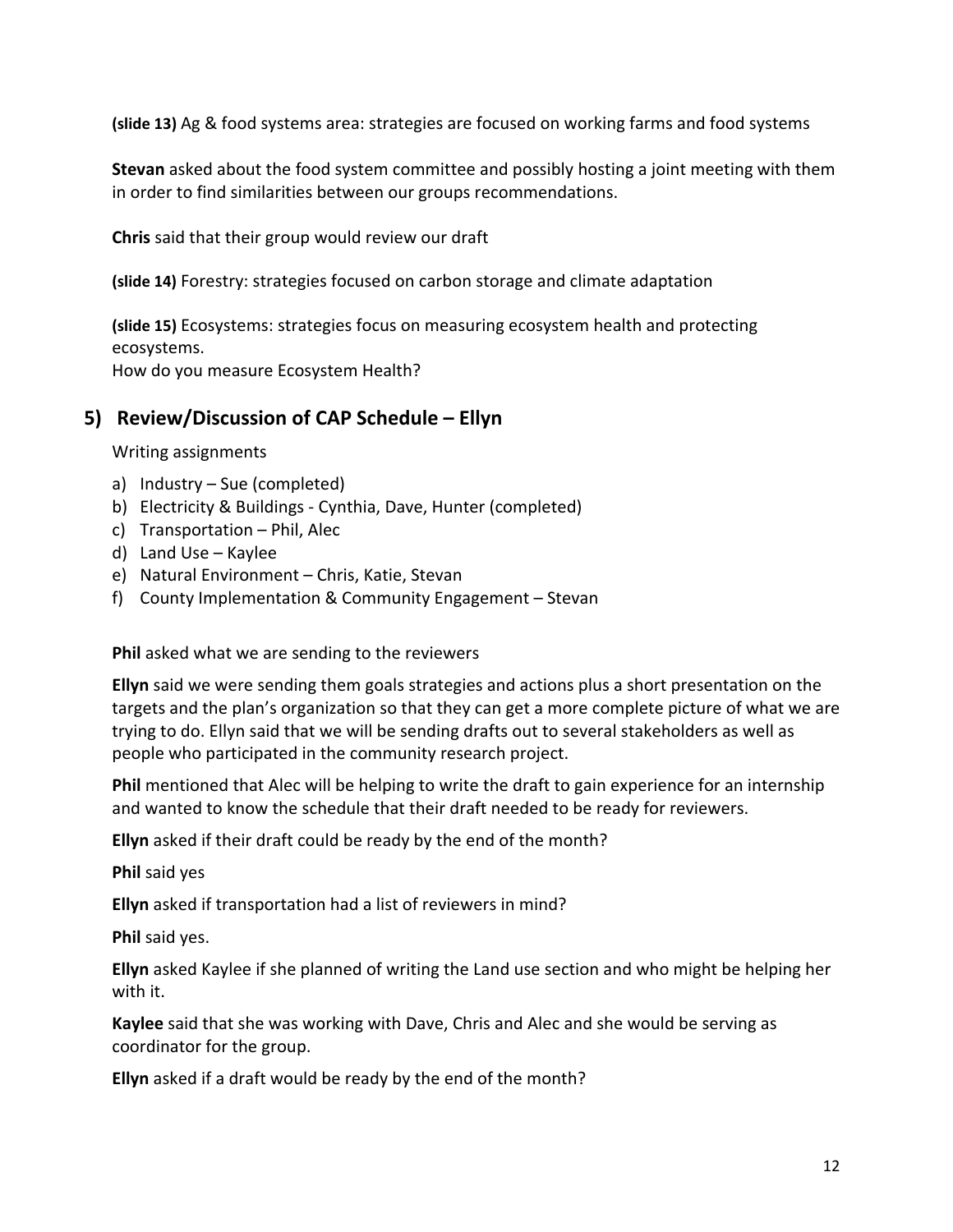**(slide 13)** Ag & food systems area: strategies are focused on working farms and food systems

**Stevan** asked about the food system committee and possibly hosting a joint meeting with them in order to find similarities between our groups recommendations.

**Chris** said that their group would review our draft

**(slide 14)** Forestry: strategies focused on carbon storage and climate adaptation

**(slide 15)** Ecosystems: strategies focus on measuring ecosystem health and protecting ecosystems.
How do you measure Ecosystem Health?

## 5) Review/Discussion of CAP Schedule – Ellyn

Writing assignments

a) Industry – Sue (completed)
b) Electricity & Buildings - Cynthia, Dave, Hunter (completed)
c) Transportation – Phil, Alec
d) Land Use – Kaylee
e) Natural Environment – Chris, Katie, Stevan
f) County Implementation & Community Engagement – Stevan

**Phil** asked what we are sending to the reviewers

**Ellyn** said we were sending them goals strategies and actions plus a short presentation on the targets and the plan's organization so that they can get a more complete picture of what we are trying to do. Ellyn said that we will be sending drafts out to several stakeholders as well as people who participated in the community research project.

**Phil** mentioned that Alec will be helping to write the draft to gain experience for an internship and wanted to know the schedule that their draft needed to be ready for reviewers.

**Ellyn** asked if their draft could be ready by the end of the month?

**Phil** said yes

**Ellyn** asked if transportation had a list of reviewers in mind?

**Phil** said yes.

**Ellyn** asked Kaylee if she planned of writing the Land use section and who might be helping her with it.

**Kaylee** said that she was working with Dave, Chris and Alec and she would be serving as coordinator for the group.

**Ellyn** asked if a draft would be ready by the end of the month?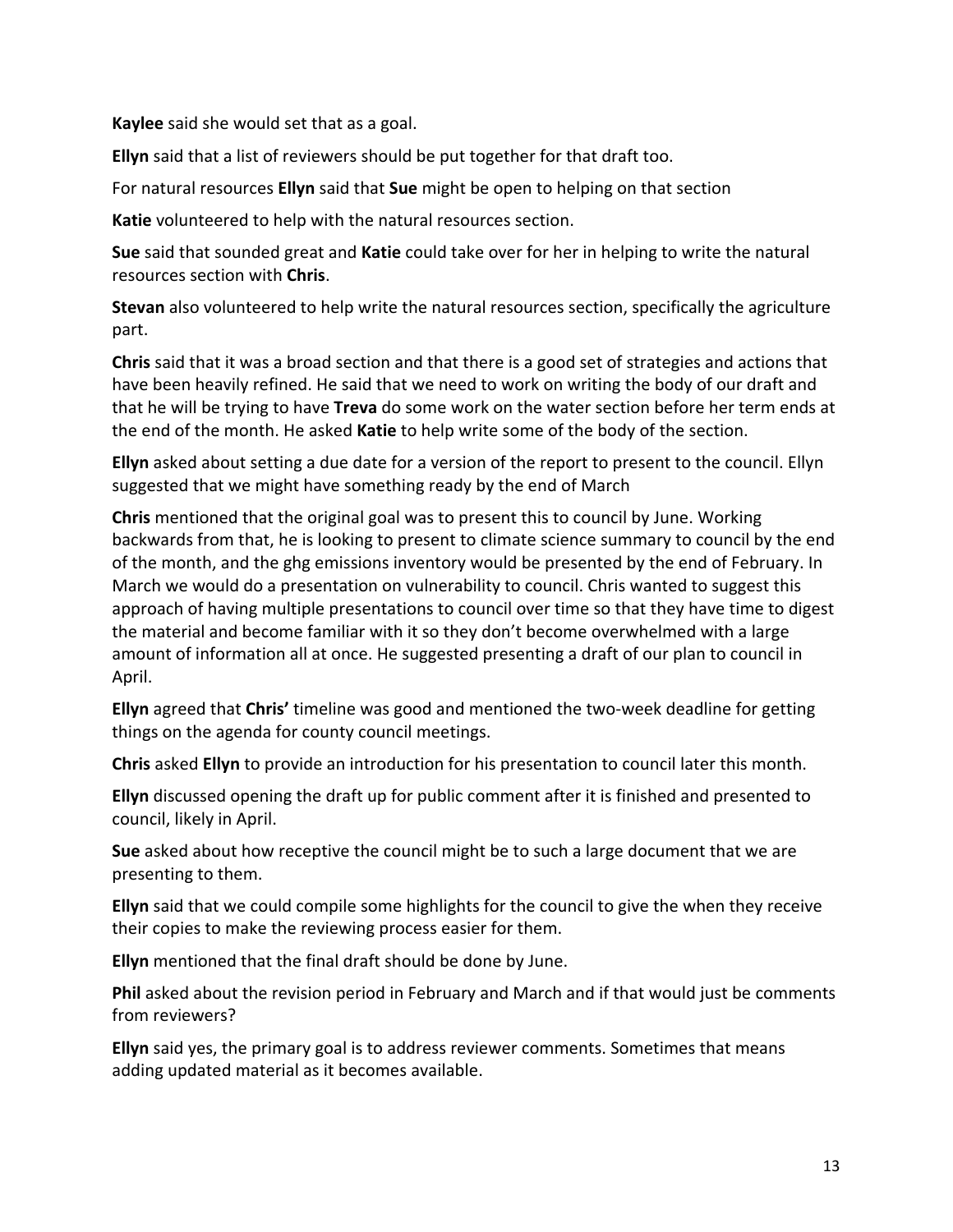**Kaylee** said she would set that as a goal.

**Ellyn** said that a list of reviewers should be put together for that draft too.

For natural resources **Ellyn** said that **Sue** might be open to helping on that section

**Katie** volunteered to help with the natural resources section.

**Sue** said that sounded great and **Katie** could take over for her in helping to write the natural resources section with **Chris**.

**Stevan** also volunteered to help write the natural resources section, specifically the agriculture part.

**Chris** said that it was a broad section and that there is a good set of strategies and actions that have been heavily refined. He said that we need to work on writing the body of our draft and that he will be trying to have **Treva** do some work on the water section before her term ends at the end of the month. He asked **Katie** to help write some of the body of the section.

**Ellyn** asked about setting a due date for a version of the report to present to the council. Ellyn suggested that we might have something ready by the end of March

**Chris** mentioned that the original goal was to present this to council by June. Working backwards from that, he is looking to present to climate science summary to council by the end of the month, and the ghg emissions inventory would be presented by the end of February. In March we would do a presentation on vulnerability to council. Chris wanted to suggest this approach of having multiple presentations to council over time so that they have time to digest the material and become familiar with it so they don't become overwhelmed with a large amount of information all at once. He suggested presenting a draft of our plan to council in April.

**Ellyn** agreed that **Chris'** timeline was good and mentioned the two-week deadline for getting things on the agenda for county council meetings.

**Chris** asked **Ellyn** to provide an introduction for his presentation to council later this month.

**Ellyn** discussed opening the draft up for public comment after it is finished and presented to council, likely in April.

**Sue** asked about how receptive the council might be to such a large document that we are presenting to them.

**Ellyn** said that we could compile some highlights for the council to give the when they receive their copies to make the reviewing process easier for them.

**Ellyn** mentioned that the final draft should be done by June.

**Phil** asked about the revision period in February and March and if that would just be comments from reviewers?

**Ellyn** said yes, the primary goal is to address reviewer comments. Sometimes that means adding updated material as it becomes available.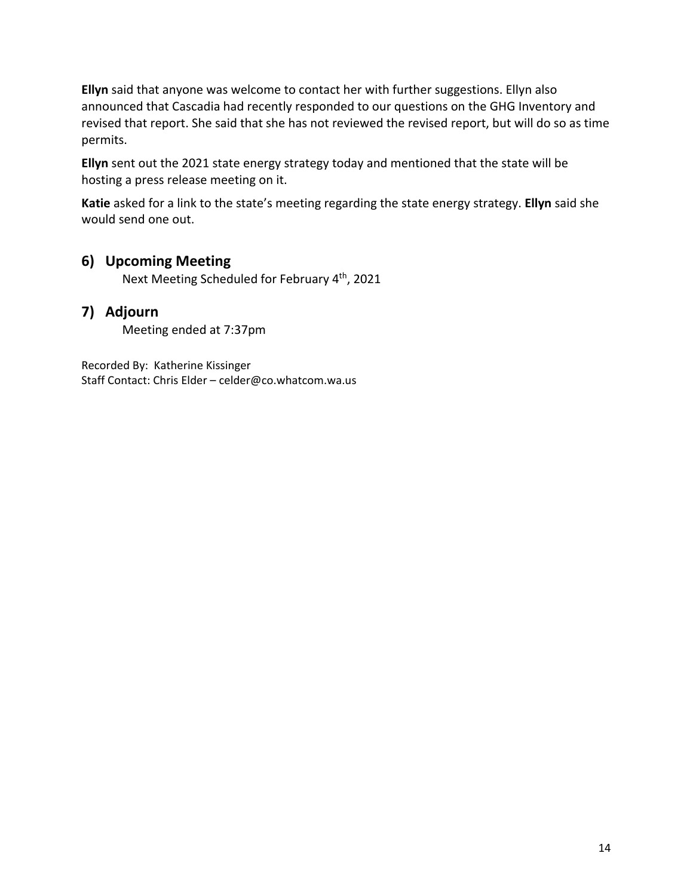**Ellyn** said that anyone was welcome to contact her with further suggestions. Ellyn also announced that Cascadia had recently responded to our questions on the GHG Inventory and revised that report. She said that she has not reviewed the revised report, but will do so as time permits.

**Ellyn** sent out the 2021 state energy strategy today and mentioned that the state will be hosting a press release meeting on it.

**Katie** asked for a link to the state's meeting regarding the state energy strategy. **Ellyn** said she would send one out.

## 6) Upcoming Meeting

Next Meeting Scheduled for February 4th, 2021

## 7) Adjourn

Meeting ended at 7:37pm

Recorded By: Katherine Kissinger
Staff Contact: Chris Elder – celder@co.whatcom.wa.us